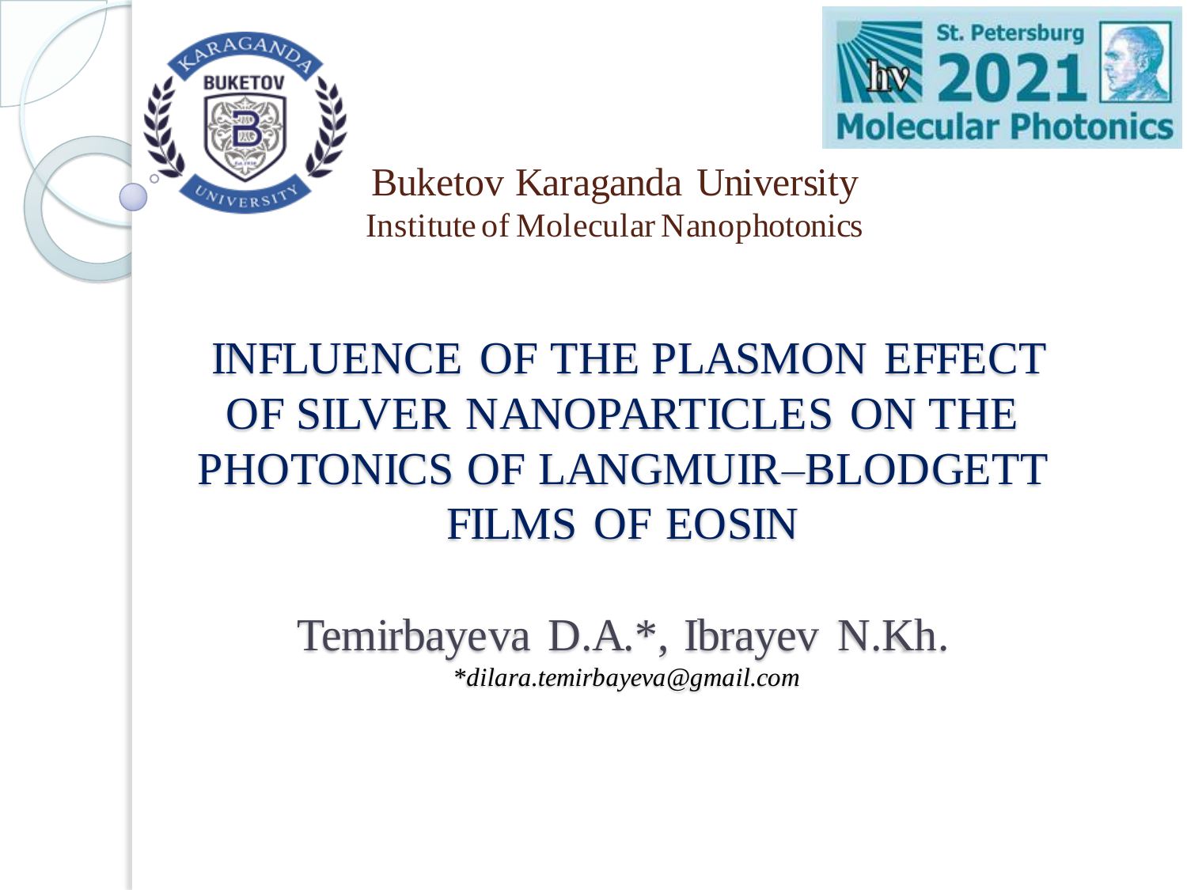Buketov Karaganda University
Institute of Molecular Nanophotonics

# INFLUENCE OF THE PLASMON EFFECT OF SILVER NANOPARTICLES ON THE PHOTONICS OF LANGMUIR–BLODGETT FILMS OF EOSIN

Temirbayeva D.A.*, Ibrayev N.Kh.

**dilara.temirbayeva@gmail.com*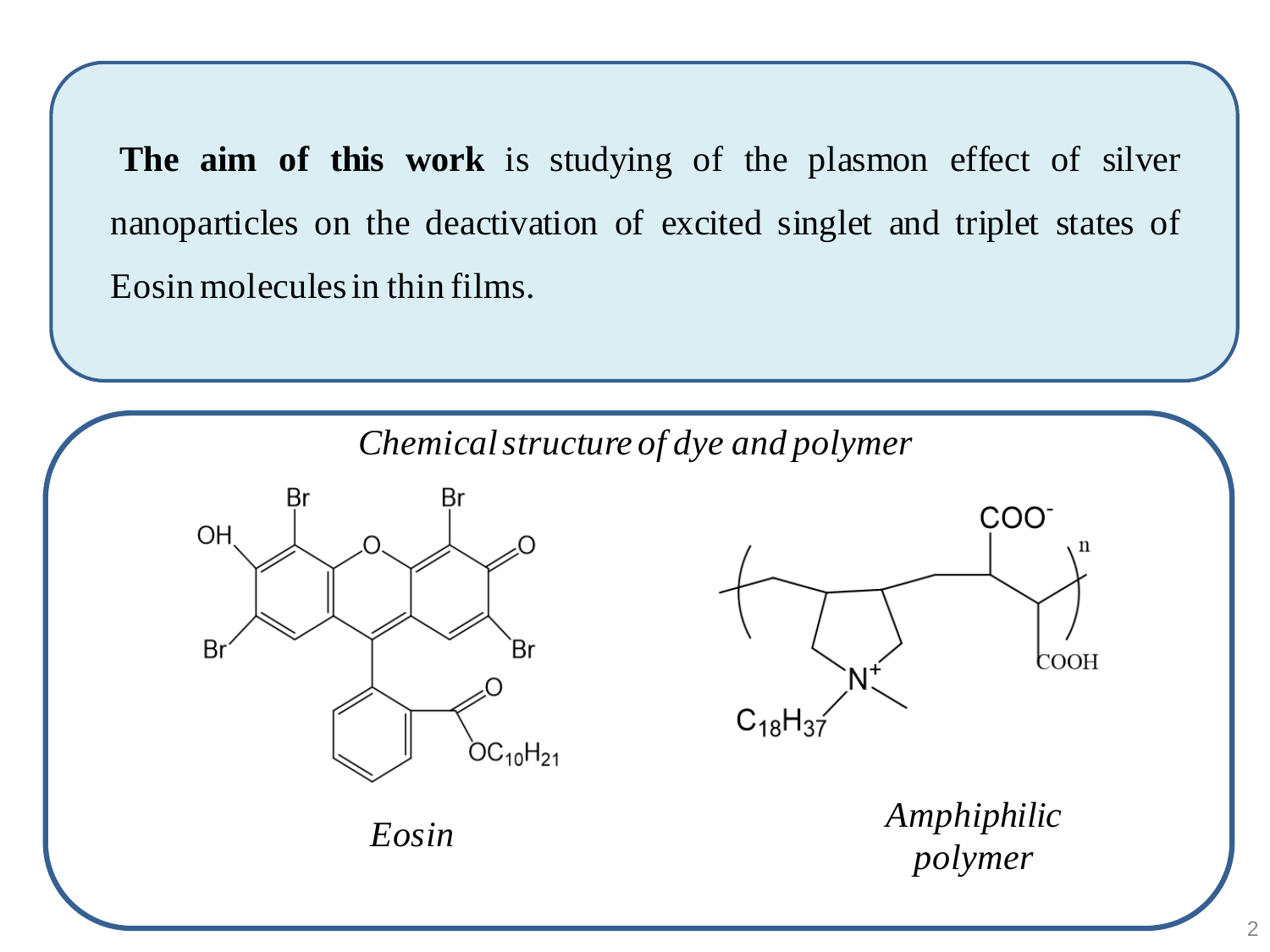**The aim of this work** is studying of the plasmon effect of silver nanoparticles on the deactivation of excited singlet and triplet states of Eosin molecules in thin films.

*Chemical structure of dye and polymer*

*Eosin*

*Amphiphilic polymer*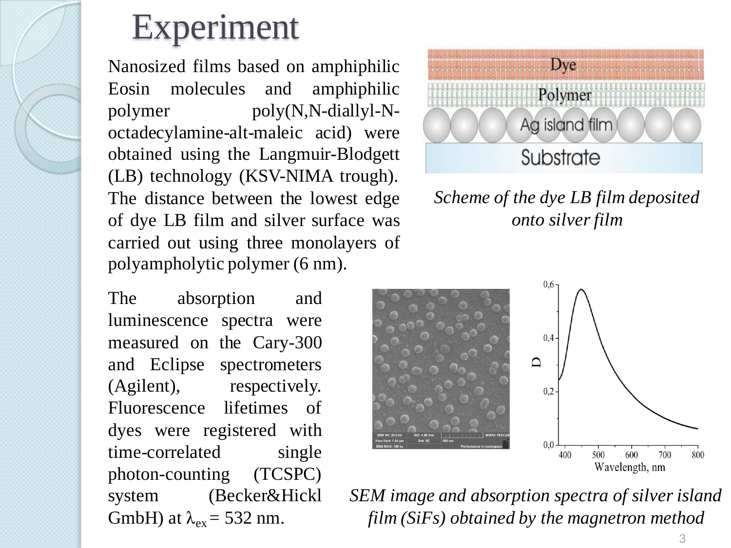# Experiment

Nanosized films based on amphiphilic Eosin molecules and amphiphilic polymer poly(N,N-diallyl-N-octadecylamine-alt-maleic acid) were obtained using the Langmuir-Blodgett (LB) technology (KSV-NIMA trough). The distance between the lowest edge of dye LB film and silver surface was carried out using three monolayers of polyampholytic polymer (6 nm).

*Scheme of the dye LB film deposited onto silver film*

The absorption and luminescence spectra were measured on the Cary-300 and Eclipse spectrometers (Agilent), respectively. Fluorescence lifetimes of dyes were registered with time-correlated single photon-counting (TCSPC) system (Becker&Hickl GmbH) at $\lambda_{ex} = 532$ nm.

*SEM image and absorption spectra of silver island film (SiFs) obtained by the magnetron method*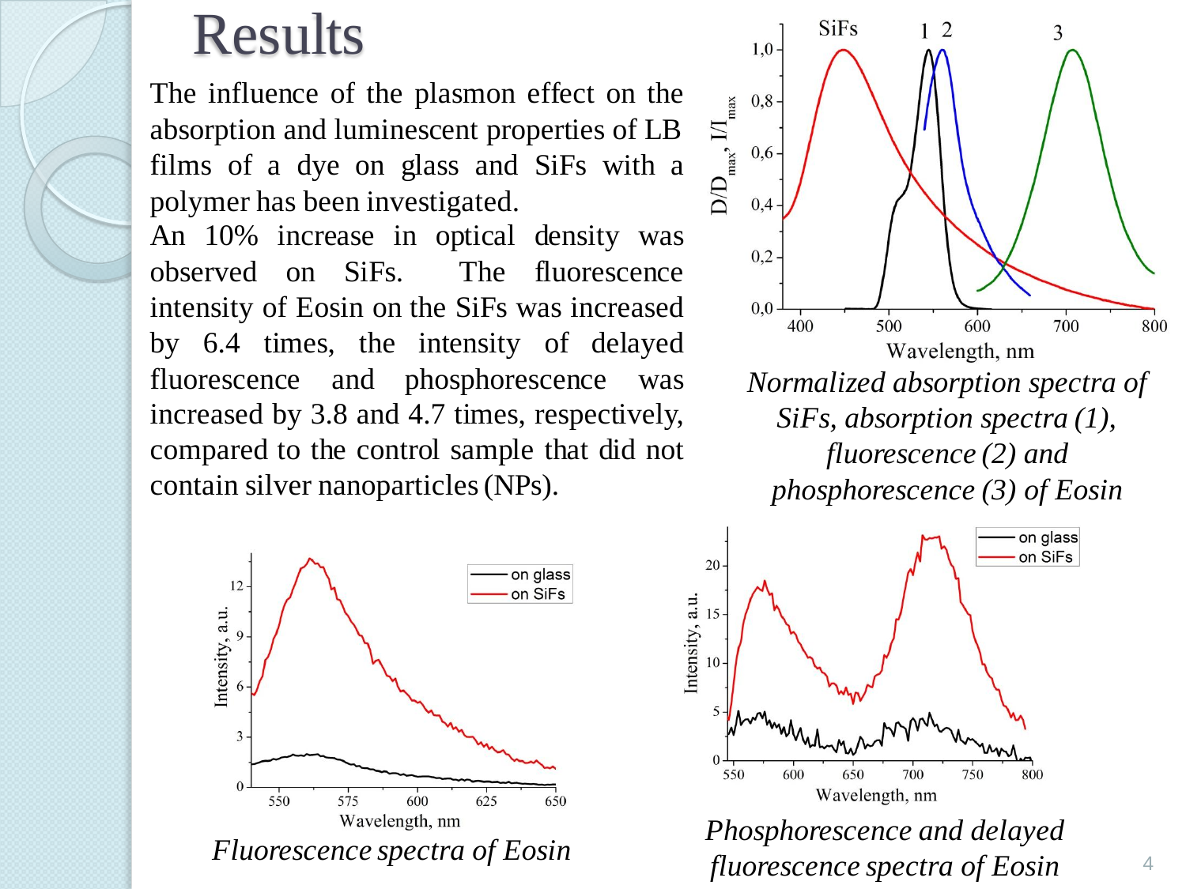# Results

The influence of the plasmon effect on the absorption and luminescent properties of LB films of a dye on glass and SiFs with a polymer has been investigated.

An 10% increase in optical density was observed on SiFs. The fluorescence intensity of Eosin on the SiFs was increased by 6.4 times, the intensity of delayed fluorescence and phosphorescence was increased by 3.8 and 4.7 times, respectively, compared to the control sample that did not contain silver nanoparticles (NPs).

*Normalized absorption spectra of SiFs, absorption spectra (1), fluorescence (2) and phosphorescence (3) of Eosin*

*Fluorescence spectra of Eosin*

*Phosphorescence and delayed fluorescence spectra of Eosin*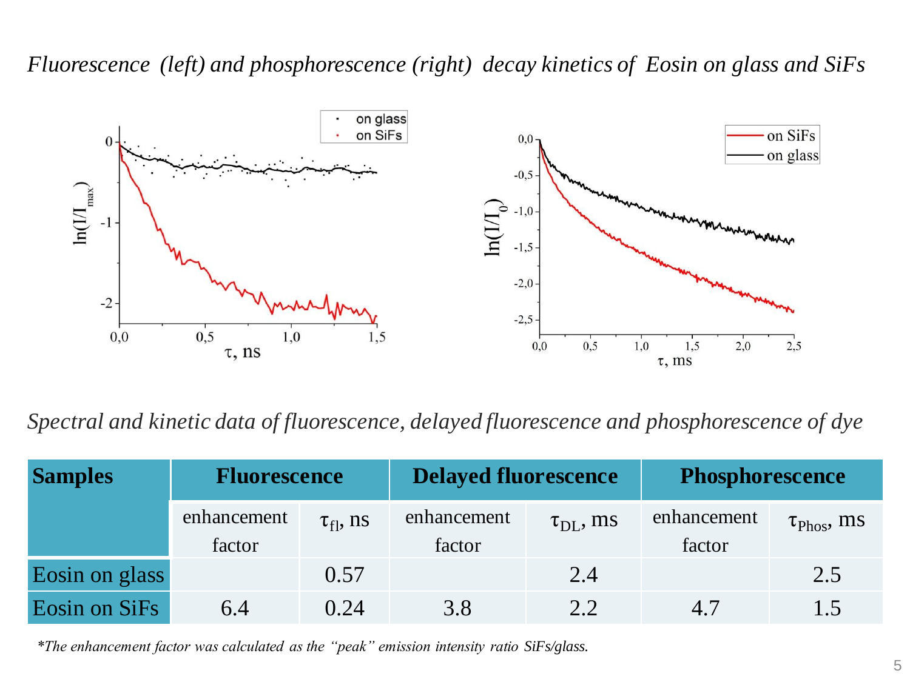*Fluorescence (left) and phosphorescence (right) decay kinetics of Eosin on glass and SiFs*

*Spectral and kinetic data of fluorescence, delayed fluorescence and phosphorescence of dye*

| Samples | Fluorescence | | Delayed fluorescence | | Phosphorescence | |
|---|---|---|---|---|---|---|
| | enhancement factor | $\tau_{fl}$, ns | enhancement factor | $\tau_{DL}$, ms | enhancement factor | $\tau_{Phos}$, ms |
| Eosin on glass | | 0.57 | | 2.4 | | 2.5 |
| Eosin on SiFs | 6.4 | 0.24 | 3.8 | 2.2 | 4.7 | 1.5 |

*\*The enhancement factor was calculated as the "peak" emission intensity ratio SiFs/glass.*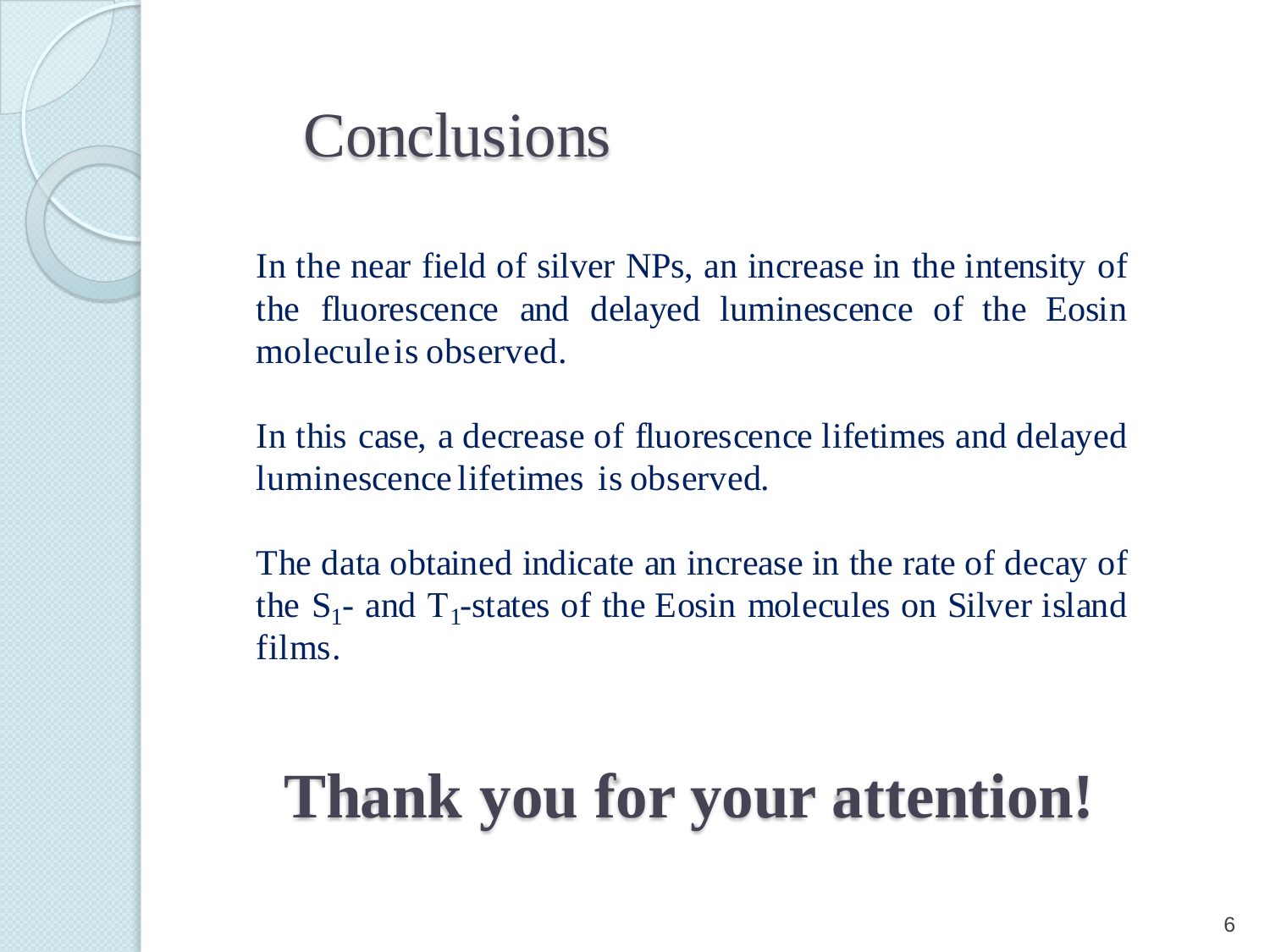# Conclusions

In the near field of silver NPs, an increase in the intensity of the fluorescence and delayed luminescence of the Eosin molecule is observed.

In this case, a decrease of fluorescence lifetimes and delayed luminescence lifetimes is observed.

The data obtained indicate an increase in the rate of decay of the $S_1$- and $T_1$-states of the Eosin molecules on Silver island films.

**Thank you for your attention!**